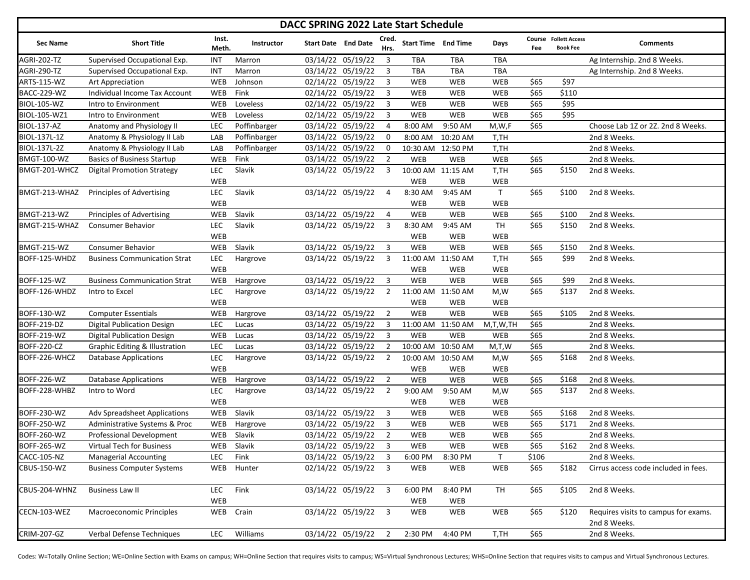# DACC SPRING 2022 Late Start Schedule

| Sec Name | Short Title | Inst. Meth. | Instructor | Start Date | End Date | Cred. Hrs. | Start Time | End Time | Days | Course Fee | Follett Access Book Fee | Comments |
|---|---|---|---|---|---|---|---|---|---|---|---|---|
| AGRI-202-TZ | Supervised Occupational Exp. | INT | Marron | 03/14/22 | 05/19/22 | 3 | TBA | TBA | TBA | | | Ag Internship. 2nd 8 Weeks. |
| AGRI-290-TZ | Supervised Occupational Exp. | INT | Marron | 03/14/22 | 05/19/22 | 3 | TBA | TBA | TBA | | | Ag Internship. 2nd 8 Weeks. |
| ARTS-115-WZ | Art Appreciation | WEB | Johnson | 02/14/22 | 05/19/22 | 3 | WEB | WEB | WEB | $65 | $97 | |
| BACC-229-WZ | Individual Income Tax Account | WEB | Fink | 02/14/22 | 05/19/22 | 3 | WEB | WEB | WEB | $65 | $110 | |
| BIOL-105-WZ | Intro to Environment | WEB | Loveless | 02/14/22 | 05/19/22 | 3 | WEB | WEB | WEB | $65 | $95 | |
| BIOL-105-WZ1 | Intro to Environment | WEB | Loveless | 02/14/22 | 05/19/22 | 3 | WEB | WEB | WEB | $65 | $95 | |
| BIOL-137-AZ | Anatomy and Physiology II | LEC | Poffinbarger | 03/14/22 | 05/19/22 | 4 | 8:00 AM | 9:50 AM | M,W,F | $65 | | Choose Lab 1Z or 2Z. 2nd 8 Weeks. |
| BIOL-137L-1Z | Anatomy & Physiology II Lab | LAB | Poffinbarger | 03/14/22 | 05/19/22 | 0 | 8:00 AM | 10:20 AM | T,TH | | | 2nd 8 Weeks. |
| BIOL-137L-2Z | Anatomy & Physiology II Lab | LAB | Poffinbarger | 03/14/22 | 05/19/22 | 0 | 10:30 AM | 12:50 PM | T,TH | | | 2nd 8 Weeks. |
| BMGT-100-WZ | Basics of Business Startup | WEB | Fink | 03/14/22 | 05/19/22 | 2 | WEB | WEB | WEB | $65 | | 2nd 8 Weeks. |
| BMGT-201-WHCZ | Digital Promotion Strategy | LEC WEB | Slavik | 03/14/22 | 05/19/22 | 3 | 10:00 AM WEB | 11:15 AM WEB | T,TH WEB | $65 | $150 | 2nd 8 Weeks. |
| BMGT-213-WHAZ | Principles of Advertising | LEC WEB | Slavik | 03/14/22 | 05/19/22 | 4 | 8:30 AM WEB | 9:45 AM WEB | T WEB | $65 | $100 | 2nd 8 Weeks. |
| BMGT-213-WZ | Principles of Advertising | WEB | Slavik | 03/14/22 | 05/19/22 | 4 | WEB | WEB | WEB | $65 | $100 | 2nd 8 Weeks. |
| BMGT-215-WHAZ | Consumer Behavior | LEC WEB | Slavik | 03/14/22 | 05/19/22 | 3 | 8:30 AM WEB | 9:45 AM WEB | TH WEB | $65 | $150 | 2nd 8 Weeks. |
| BMGT-215-WZ | Consumer Behavior | WEB | Slavik | 03/14/22 | 05/19/22 | 3 | WEB | WEB | WEB | $65 | $150 | 2nd 8 Weeks. |
| BOFF-125-WHDZ | Business Communication Strat | LEC WEB | Hargrove | 03/14/22 | 05/19/22 | 3 | 11:00 AM WEB | 11:50 AM WEB | T,TH WEB | $65 | $99 | 2nd 8 Weeks. |
| BOFF-125-WZ | Business Communication Strat | WEB | Hargrove | 03/14/22 | 05/19/22 | 3 | WEB | WEB | WEB | $65 | $99 | 2nd 8 Weeks. |
| BOFF-126-WHDZ | Intro to Excel | LEC WEB | Hargrove | 03/14/22 | 05/19/22 | 2 | 11:00 AM WEB | 11:50 AM WEB | M,W WEB | $65 | $137 | 2nd 8 Weeks. |
| BOFF-130-WZ | Computer Essentials | WEB | Hargrove | 03/14/22 | 05/19/22 | 2 | WEB | WEB | WEB | $65 | $105 | 2nd 8 Weeks. |
| BOFF-219-DZ | Digital Publication Design | LEC | Lucas | 03/14/22 | 05/19/22 | 3 | 11:00 AM | 11:50 AM | M,T,W,TH | $65 | | 2nd 8 Weeks. |
| BOFF-219-WZ | Digital Publication Design | WEB | Lucas | 03/14/22 | 05/19/22 | 3 | WEB | WEB | WEB | $65 | | 2nd 8 Weeks. |
| BOFF-220-CZ | Graphic Editing & Illustration | LEC | Lucas | 03/14/22 | 05/19/22 | 2 | 10:00 AM | 10:50 AM | M,T,W | $65 | | 2nd 8 Weeks. |
| BOFF-226-WHCZ | Database Applications | LEC WEB | Hargrove | 03/14/22 | 05/19/22 | 2 | 10:00 AM WEB | 10:50 AM WEB | M,W WEB | $65 | $168 | 2nd 8 Weeks. |
| BOFF-226-WZ | Database Applications | WEB | Hargrove | 03/14/22 | 05/19/22 | 2 | WEB | WEB | WEB | $65 | $168 | 2nd 8 Weeks. |
| BOFF-228-WHBZ | Intro to Word | LEC WEB | Hargrove | 03/14/22 | 05/19/22 | 2 | 9:00 AM WEB | 9:50 AM WEB | M,W WEB | $65 | $137 | 2nd 8 Weeks. |
| BOFF-230-WZ | Adv Spreadsheet Applications | WEB | Slavik | 03/14/22 | 05/19/22 | 3 | WEB | WEB | WEB | $65 | $168 | 2nd 8 Weeks. |
| BOFF-250-WZ | Administrative Systems & Proc | WEB | Hargrove | 03/14/22 | 05/19/22 | 3 | WEB | WEB | WEB | $65 | $171 | 2nd 8 Weeks. |
| BOFF-260-WZ | Professional Development | WEB | Slavik | 03/14/22 | 05/19/22 | 2 | WEB | WEB | WEB | $65 | | 2nd 8 Weeks. |
| BOFF-265-WZ | Virtual Tech for Business | WEB | Slavik | 03/14/22 | 05/19/22 | 3 | WEB | WEB | WEB | $65 | $162 | 2nd 8 Weeks. |
| CACC-105-NZ | Managerial Accounting | LEC | Fink | 03/14/22 | 05/19/22 | 3 | 6:00 PM | 8:30 PM | T | $106 | | 2nd 8 Weeks. |
| CBUS-150-WZ | Business Computer Systems | WEB | Hunter | 02/14/22 | 05/19/22 | 3 | WEB | WEB | WEB | $65 | $182 | Cirrus access code included in fees. |
| CBUS-204-WHNZ | Business Law II | LEC WEB | Fink | 03/14/22 | 05/19/22 | 3 | 6:00 PM WEB | 8:40 PM WEB | TH | $65 | $105 | 2nd 8 Weeks. |
| CECN-103-WEZ | Macroeconomic Principles | WEB | Crain | 03/14/22 | 05/19/22 | 3 | WEB | WEB | WEB | $65 | $120 | Requires visits to campus for exams. 2nd 8 Weeks. |
| CRIM-207-GZ | Verbal Defense Techniques | LEC | Williams | 03/14/22 | 05/19/22 | 2 | 2:30 PM | 4:40 PM | T,TH | $65 | | 2nd 8 Weeks. |

Codes: W=Totally Online Section; WE=Online Section with Exams on campus; WH=Online Section that requires visits to campus; WS=Virtual Synchronous Lectures; WHS=Online Section that requires visits to campus and Virtual Synchronous Lectures.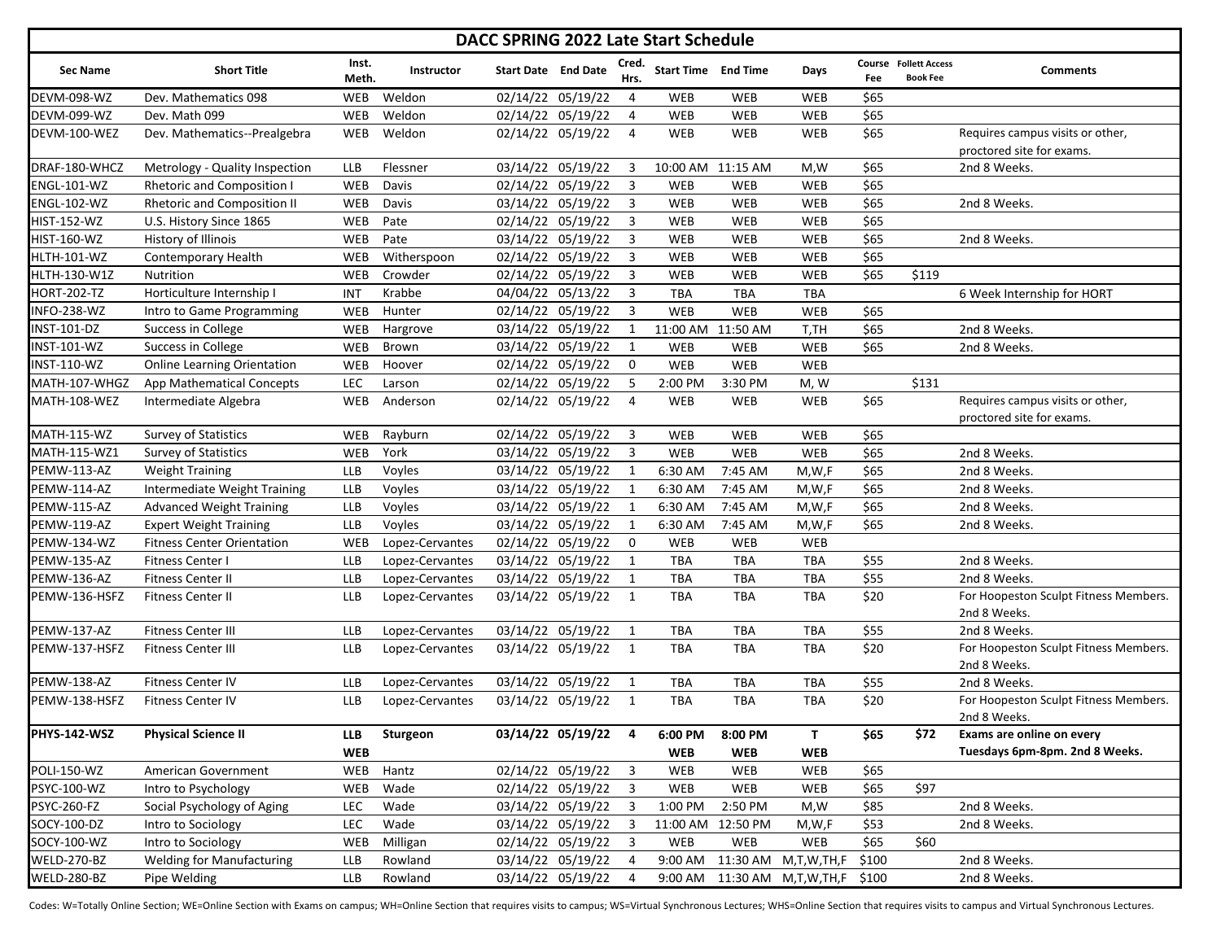# DACC SPRING 2022 Late Start Schedule

| Sec Name | Short Title | Inst. Meth. | Instructor | Start Date | End Date | Cred. Hrs. | Start Time | End Time | Days | Course Fee | Follett Access Book Fee | Comments |
|---|---|---|---|---|---|---|---|---|---|---|---|---|
| DEVM-098-WZ | Dev. Mathematics 098 | WEB | Weldon | 02/14/22 | 05/19/22 | 4 | WEB | WEB | WEB | $65 | | |
| DEVM-099-WZ | Dev. Math 099 | WEB | Weldon | 02/14/22 | 05/19/22 | 4 | WEB | WEB | WEB | $65 | | |
| DEVM-100-WEZ | Dev. Mathematics--Prealgebra | WEB | Weldon | 02/14/22 | 05/19/22 | 4 | WEB | WEB | WEB | $65 | | Requires campus visits or other, proctored site for exams. |
| DRAF-180-WHCZ | Metrology - Quality Inspection | LLB | Flessner | 03/14/22 | 05/19/22 | 3 | 10:00 AM | 11:15 AM | M,W | $65 | | 2nd 8 Weeks. |
| ENGL-101-WZ | Rhetoric and Composition I | WEB | Davis | 02/14/22 | 05/19/22 | 3 | WEB | WEB | WEB | $65 | | |
| ENGL-102-WZ | Rhetoric and Composition II | WEB | Davis | 03/14/22 | 05/19/22 | 3 | WEB | WEB | WEB | $65 | | 2nd 8 Weeks. |
| HIST-152-WZ | U.S. History Since 1865 | WEB | Pate | 02/14/22 | 05/19/22 | 3 | WEB | WEB | WEB | $65 | | |
| HIST-160-WZ | History of Illinois | WEB | Pate | 03/14/22 | 05/19/22 | 3 | WEB | WEB | WEB | $65 | | 2nd 8 Weeks. |
| HLTH-101-WZ | Contemporary Health | WEB | Witherspoon | 02/14/22 | 05/19/22 | 3 | WEB | WEB | WEB | $65 | | |
| HLTH-130-W1Z | Nutrition | WEB | Crowder | 02/14/22 | 05/19/22 | 3 | WEB | WEB | WEB | $65 | $119 | |
| HORT-202-TZ | Horticulture Internship I | INT | Krabbe | 04/04/22 | 05/13/22 | 3 | TBA | TBA | TBA | | | 6 Week Internship for HORT |
| INFO-238-WZ | Intro to Game Programming | WEB | Hunter | 02/14/22 | 05/19/22 | 3 | WEB | WEB | WEB | $65 | | |
| INST-101-DZ | Success in College | WEB | Hargrove | 03/14/22 | 05/19/22 | 1 | 11:00 AM | 11:50 AM | T,TH | $65 | | 2nd 8 Weeks. |
| INST-101-WZ | Success in College | WEB | Brown | 03/14/22 | 05/19/22 | 1 | WEB | WEB | WEB | $65 | | 2nd 8 Weeks. |
| INST-110-WZ | Online Learning Orientation | WEB | Hoover | 02/14/22 | 05/19/22 | 0 | WEB | WEB | WEB | | | |
| MATH-107-WHGZ | App Mathematical Concepts | LEC | Larson | 02/14/22 | 05/19/22 | 5 | 2:00 PM | 3:30 PM | M, W | | $131 | |
| MATH-108-WEZ | Intermediate Algebra | WEB | Anderson | 02/14/22 | 05/19/22 | 4 | WEB | WEB | WEB | $65 | | Requires campus visits or other, proctored site for exams. |
| MATH-115-WZ | Survey of Statistics | WEB | Rayburn | 02/14/22 | 05/19/22 | 3 | WEB | WEB | WEB | $65 | | |
| MATH-115-WZ1 | Survey of Statistics | WEB | York | 03/14/22 | 05/19/22 | 3 | WEB | WEB | WEB | $65 | | 2nd 8 Weeks. |
| PEMW-113-AZ | Weight Training | LLB | Voyles | 03/14/22 | 05/19/22 | 1 | 6:30 AM | 7:45 AM | M,W,F | $65 | | 2nd 8 Weeks. |
| PEMW-114-AZ | Intermediate Weight Training | LLB | Voyles | 03/14/22 | 05/19/22 | 1 | 6:30 AM | 7:45 AM | M,W,F | $65 | | 2nd 8 Weeks. |
| PEMW-115-AZ | Advanced Weight Training | LLB | Voyles | 03/14/22 | 05/19/22 | 1 | 6:30 AM | 7:45 AM | M,W,F | $65 | | 2nd 8 Weeks. |
| PEMW-119-AZ | Expert Weight Training | LLB | Voyles | 03/14/22 | 05/19/22 | 1 | 6:30 AM | 7:45 AM | M,W,F | $65 | | 2nd 8 Weeks. |
| PEMW-134-WZ | Fitness Center Orientation | WEB | Lopez-Cervantes | 02/14/22 | 05/19/22 | 0 | WEB | WEB | WEB | | | |
| PEMW-135-AZ | Fitness Center I | LLB | Lopez-Cervantes | 03/14/22 | 05/19/22 | 1 | TBA | TBA | TBA | $55 | | 2nd 8 Weeks. |
| PEMW-136-AZ | Fitness Center II | LLB | Lopez-Cervantes | 03/14/22 | 05/19/22 | 1 | TBA | TBA | TBA | $55 | | 2nd 8 Weeks. |
| PEMW-136-HSFZ | Fitness Center II | LLB | Lopez-Cervantes | 03/14/22 | 05/19/22 | 1 | TBA | TBA | TBA | $20 | | For Hoopeston Sculpt Fitness Members. 2nd 8 Weeks. |
| PEMW-137-AZ | Fitness Center III | LLB | Lopez-Cervantes | 03/14/22 | 05/19/22 | 1 | TBA | TBA | TBA | $55 | | 2nd 8 Weeks. |
| PEMW-137-HSFZ | Fitness Center III | LLB | Lopez-Cervantes | 03/14/22 | 05/19/22 | 1 | TBA | TBA | TBA | $20 | | For Hoopeston Sculpt Fitness Members. 2nd 8 Weeks. |
| PEMW-138-AZ | Fitness Center IV | LLB | Lopez-Cervantes | 03/14/22 | 05/19/22 | 1 | TBA | TBA | TBA | $55 | | 2nd 8 Weeks. |
| PEMW-138-HSFZ | Fitness Center IV | LLB | Lopez-Cervantes | 03/14/22 | 05/19/22 | 1 | TBA | TBA | TBA | $20 | | For Hoopeston Sculpt Fitness Members. 2nd 8 Weeks. |
| **PHYS-142-WSZ** | **Physical Science II** | **LLB WEB** | **Sturgeon** | **03/14/22** | **05/19/22** | **4** | **6:00 PM WEB** | **8:00 PM WEB** | **T WEB** | **$65** | **$72** | **Exams are online on every Tuesdays 6pm-8pm. 2nd 8 Weeks.** |
| POLI-150-WZ | American Government | WEB | Hantz | 02/14/22 | 05/19/22 | 3 | WEB | WEB | WEB | $65 | | |
| PSYC-100-WZ | Intro to Psychology | WEB | Wade | 02/14/22 | 05/19/22 | 3 | WEB | WEB | WEB | $65 | $97 | |
| PSYC-260-FZ | Social Psychology of Aging | LEC | Wade | 03/14/22 | 05/19/22 | 3 | 1:00 PM | 2:50 PM | M,W | $85 | | 2nd 8 Weeks. |
| SOCY-100-DZ | Intro to Sociology | LEC | Wade | 03/14/22 | 05/19/22 | 3 | 11:00 AM | 12:50 PM | M,W,F | $53 | | 2nd 8 Weeks. |
| SOCY-100-WZ | Intro to Sociology | WEB | Milligan | 02/14/22 | 05/19/22 | 3 | WEB | WEB | WEB | $65 | $60 | |
| WELD-270-BZ | Welding for Manufacturing | LLB | Rowland | 03/14/22 | 05/19/22 | 4 | 9:00 AM | 11:30 AM | M,T,W,TH,F | $100 | | 2nd 8 Weeks. |
| WELD-280-BZ | Pipe Welding | LLB | Rowland | 03/14/22 | 05/19/22 | 4 | 9:00 AM | 11:30 AM | M,T,W,TH,F | $100 | | 2nd 8 Weeks. |

Codes: W=Totally Online Section; WE=Online Section with Exams on campus; WH=Online Section that requires visits to campus; WS=Virtual Synchronous Lectures; WHS=Online Section that requires visits to campus and Virtual Synchronous Lectures.